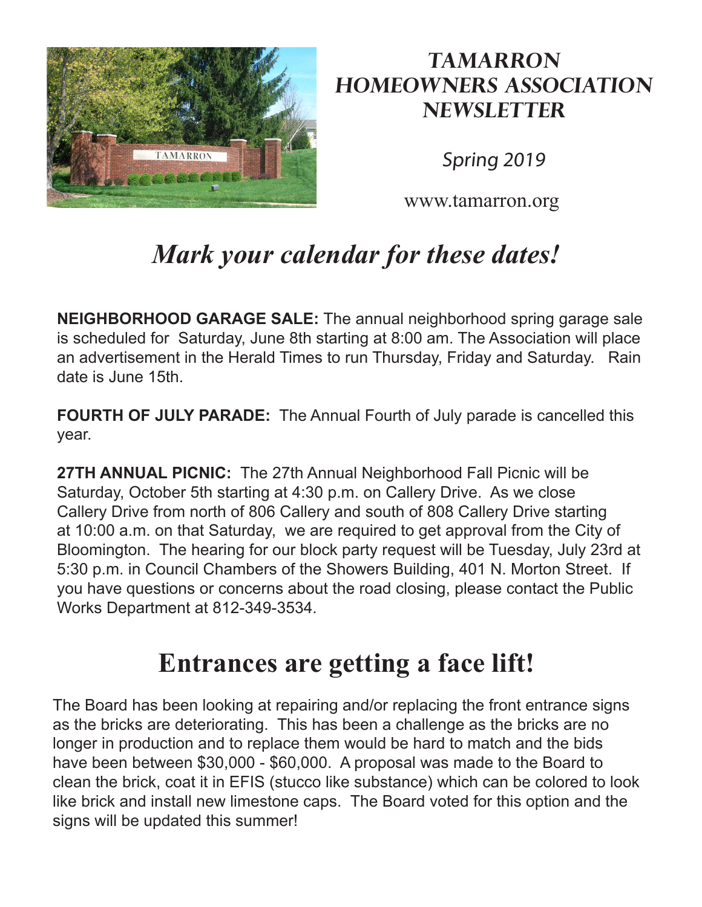# TAMARRON HOMEOWNERS ASSOCIATION NEWSLETTER

*Spring 2019*

www.tamarron.org

## *Mark your calendar for these dates!*

**NEIGHBORHOOD GARAGE SALE:** The annual neighborhood spring garage sale is scheduled for Saturday, June 8th starting at 8:00 am. The Association will place an advertisement in the Herald Times to run Thursday, Friday and Saturday. Rain date is June 15th.

**FOURTH OF JULY PARADE:** The Annual Fourth of July parade is cancelled this year.

**27TH ANNUAL PICNIC:** The 27th Annual Neighborhood Fall Picnic will be Saturday, October 5th starting at 4:30 p.m. on Callery Drive. As we close Callery Drive from north of 806 Callery and south of 808 Callery Drive starting at 10:00 a.m. on that Saturday, we are required to get approval from the City of Bloomington. The hearing for our block party request will be Tuesday, July 23rd at 5:30 p.m. in Council Chambers of the Showers Building, 401 N. Morton Street. If you have questions or concerns about the road closing, please contact the Public Works Department at 812-349-3534.

## Entrances are getting a face lift!

The Board has been looking at repairing and/or replacing the front entrance signs as the bricks are deteriorating. This has been a challenge as the bricks are no longer in production and to replace them would be hard to match and the bids have been between $30,000 - $60,000. A proposal was made to the Board to clean the brick, coat it in EFIS (stucco like substance) which can be colored to look like brick and install new limestone caps. The Board voted for this option and the signs will be updated this summer!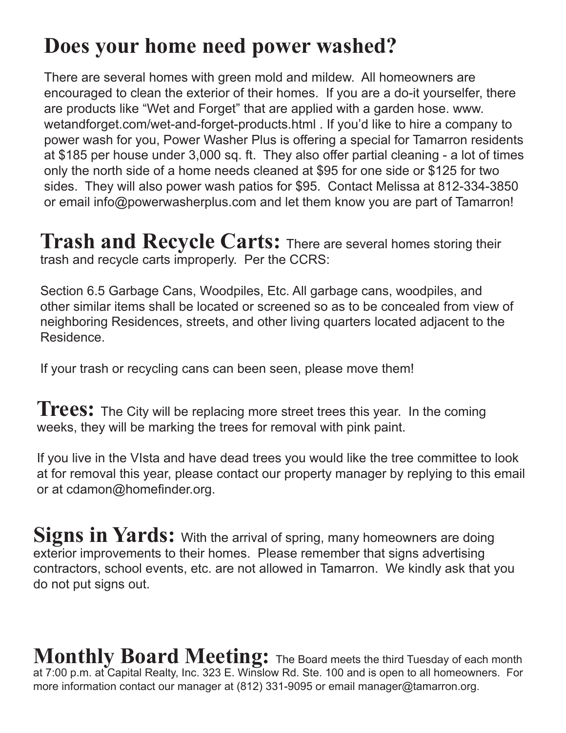## Does your home need power washed?

There are several homes with green mold and mildew. All homeowners are encouraged to clean the exterior of their homes. If you are a do-it yourselfer, there are products like “Wet and Forget” that are applied with a garden hose. www.wetandforget.com/wet-and-forget-products.html . If you’d like to hire a company to power wash for you, Power Washer Plus is offering a special for Tamarron residents at $185 per house under 3,000 sq. ft. They also offer partial cleaning - a lot of times only the north side of a home needs cleaned at $95 for one side or $125 for two sides. They will also power wash patios for $95. Contact Melissa at 812-334-3850 or email info@powerwasherplus.com and let them know you are part of Tamarron!

**Trash and Recycle Carts:** There are several homes storing their trash and recycle carts improperly. Per the CCRS:

Section 6.5 Garbage Cans, Woodpiles, Etc. All garbage cans, woodpiles, and other similar items shall be located or screened so as to be concealed from view of neighboring Residences, streets, and other living quarters located adjacent to the Residence.

If your trash or recycling cans can been seen, please move them!

**Trees:** The City will be replacing more street trees this year. In the coming weeks, they will be marking the trees for removal with pink paint.

If you live in the VIsta and have dead trees you would like the tree committee to look at for removal this year, please contact our property manager by replying to this email or at cdamon@homefinder.org.

**Signs in Yards:** With the arrival of spring, many homeowners are doing exterior improvements to their homes. Please remember that signs advertising contractors, school events, etc. are not allowed in Tamarron. We kindly ask that you do not put signs out.

**Monthly Board Meeting:** The Board meets the third Tuesday of each month at 7:00 p.m. at Capital Realty, Inc. 323 E. Winslow Rd. Ste. 100 and is open to all homeowners. For more information contact our manager at (812) 331-9095 or email manager@tamarron.org.